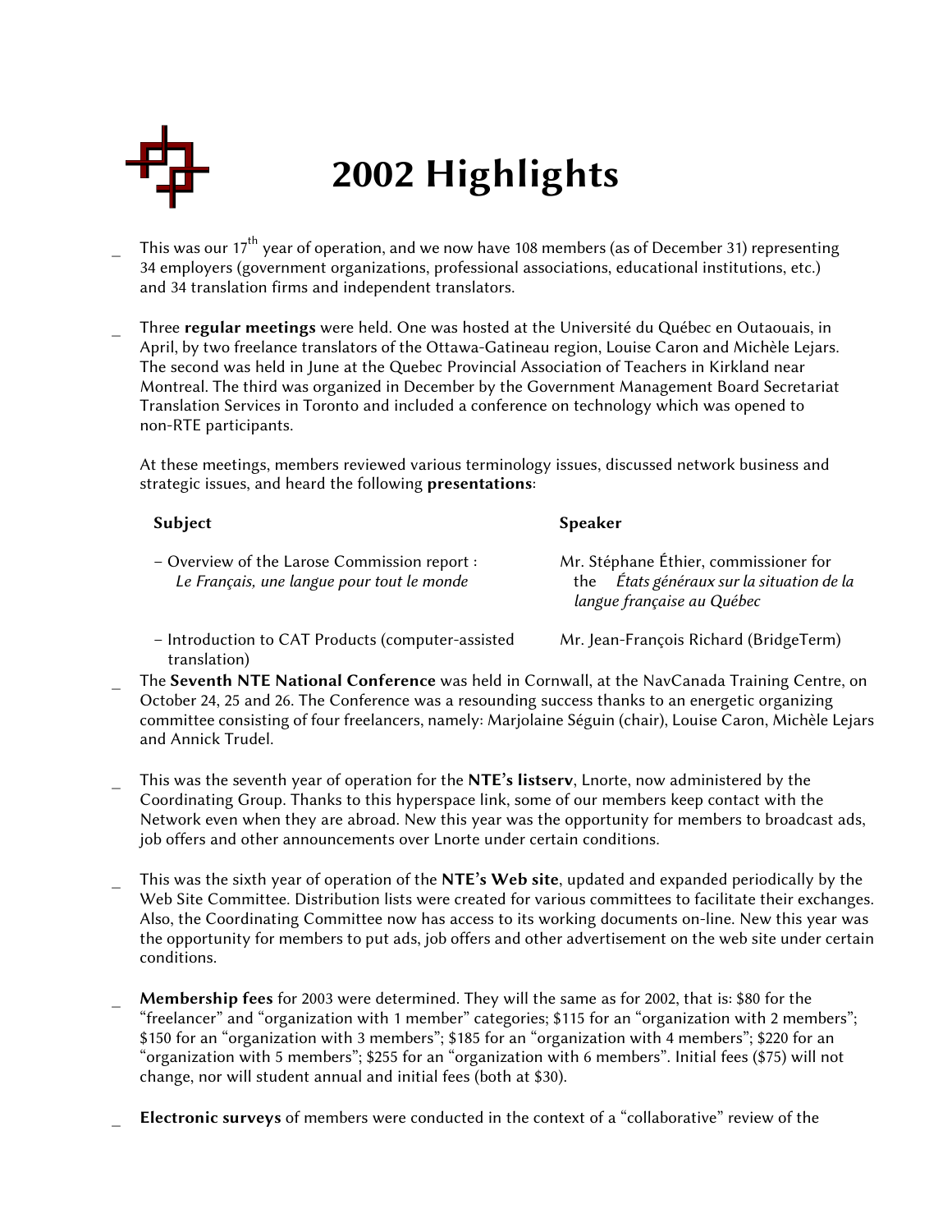# 2002 Highlights

- This was our 17th year of operation, and we now have 108 members (as of December 31) representing 34 employers (government organizations, professional associations, educational institutions, etc.) and 34 translation firms and independent translators.

- Three **regular meetings** were held. One was hosted at the Université du Québec en Outaouais, in April, by two freelance translators of the Ottawa-Gatineau region, Louise Caron and Michèle Lejars. The second was held in June at the Quebec Provincial Association of Teachers in Kirkland near Montreal. The third was organized in December by the Government Management Board Secretariat Translation Services in Toronto and included a conference on technology which was opened to non-RTE participants.

  At these meetings, members reviewed various terminology issues, discussed network business and strategic issues, and heard the following **presentations**:

| Subject | Speaker |
|---|---|
| – Overview of the Larose Commission report : *Le Français, une langue pour tout le monde* | Mr. Stéphane Éthier, commissioner for the *États généraux sur la situation de la langue française au Québec* |
| – Introduction to CAT Products (computer-assisted translation) | Mr. Jean-François Richard (BridgeTerm) |

- The **Seventh NTE National Conference** was held in Cornwall, at the NavCanada Training Centre, on October 24, 25 and 26. The Conference was a resounding success thanks to an energetic organizing committee consisting of four freelancers, namely: Marjolaine Séguin (chair), Louise Caron, Michèle Lejars and Annick Trudel.

- This was the seventh year of operation for the **NTE's listserv**, Lnorte, now administered by the Coordinating Group. Thanks to this hyperspace link, some of our members keep contact with the Network even when they are abroad. New this year was the opportunity for members to broadcast ads, job offers and other announcements over Lnorte under certain conditions.

- This was the sixth year of operation of the **NTE's Web site**, updated and expanded periodically by the Web Site Committee. Distribution lists were created for various committees to facilitate their exchanges. Also, the Coordinating Committee now has access to its working documents on-line. New this year was the opportunity for members to put ads, job offers and other advertisement on the web site under certain conditions.

- **Membership fees** for 2003 were determined. They will the same as for 2002, that is: $80 for the "freelancer" and "organization with 1 member" categories; $115 for an "organization with 2 members"; $150 for an "organization with 3 members"; $185 for an "organization with 4 members"; $220 for an "organization with 5 members"; $255 for an "organization with 6 members". Initial fees ($75) will not change, nor will student annual and initial fees (both at $30).

- **Electronic surveys** of members were conducted in the context of a "collaborative" review of the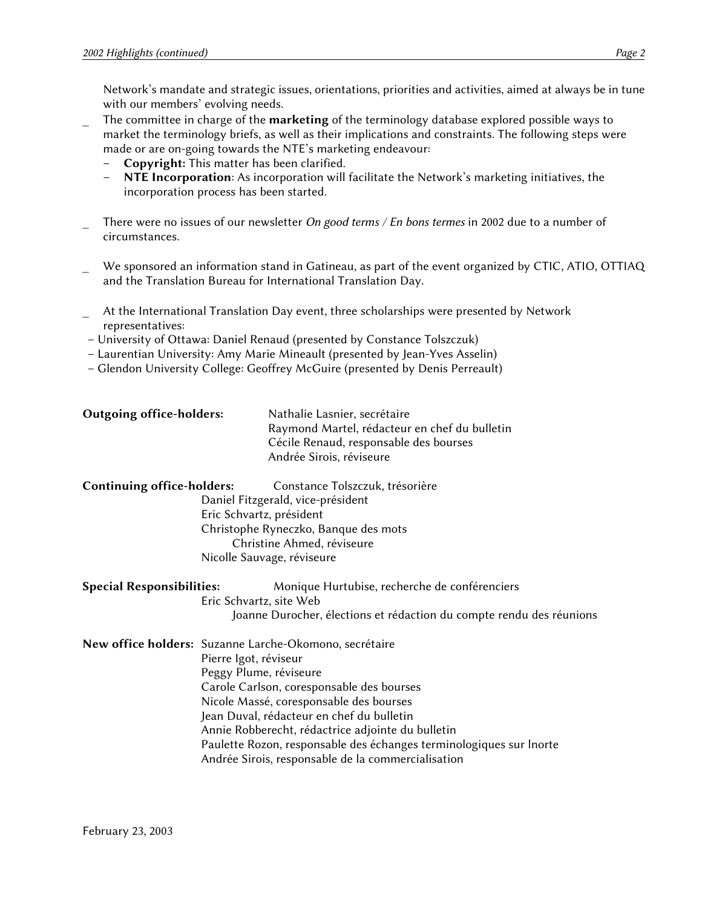Network's mandate and strategic issues, orientations, priorities and activities, aimed at always be in tune with our members' evolving needs.

- The committee in charge of the **marketing** of the terminology database explored possible ways to market the terminology briefs, as well as their implications and constraints. The following steps were made or are on-going towards the NTE's marketing endeavour:
  - **Copyright:** This matter has been clarified.
  - **NTE Incorporation**: As incorporation will facilitate the Network's marketing initiatives, the incorporation process has been started.

- There were no issues of our newsletter *On good terms / En bons termes* in 2002 due to a number of circumstances.

- We sponsored an information stand in Gatineau, as part of the event organized by CTIC, ATIO, OTTIAQ and the Translation Bureau for International Translation Day.

- At the International Translation Day event, three scholarships were presented by Network representatives:
  - University of Ottawa: Daniel Renaud (presented by Constance Tolszczuk)
  - Laurentian University: Amy Marie Mineault (presented by Jean-Yves Asselin)
  - Glendon University College: Geoffrey McGuire (presented by Denis Perreault)

**Outgoing office-holders:**
Nathalie Lasnier, secrétaire
Raymond Martel, rédacteur en chef du bulletin
Cécile Renaud, responsable des bourses
Andrée Sirois, réviseure

**Continuing office-holders:**
Constance Tolszczuk, trésorière
Daniel Fitzgerald, vice-président
Eric Schvartz, président
Christophe Ryneczko, Banque des mots
Christine Ahmed, réviseure
Nicolle Sauvage, réviseure

**Special Responsibilities:**
Monique Hurtubise, recherche de conférenciers
Eric Schvartz, site Web
Joanne Durocher, élections et rédaction du compte rendu des réunions

**New office holders:**
Suzanne Larche-Okomono, secrétaire
Pierre Igot, réviseur
Peggy Plume, réviseure
Carole Carlson, coresponsable des bourses
Nicole Massé, coresponsable des bourses
Jean Duval, rédacteur en chef du bulletin
Annie Robberecht, rédactrice adjointe du bulletin
Paulette Rozon, responsable des échanges terminologiques sur lnorte
Andrée Sirois, responsable de la commercialisation

February 23, 2003